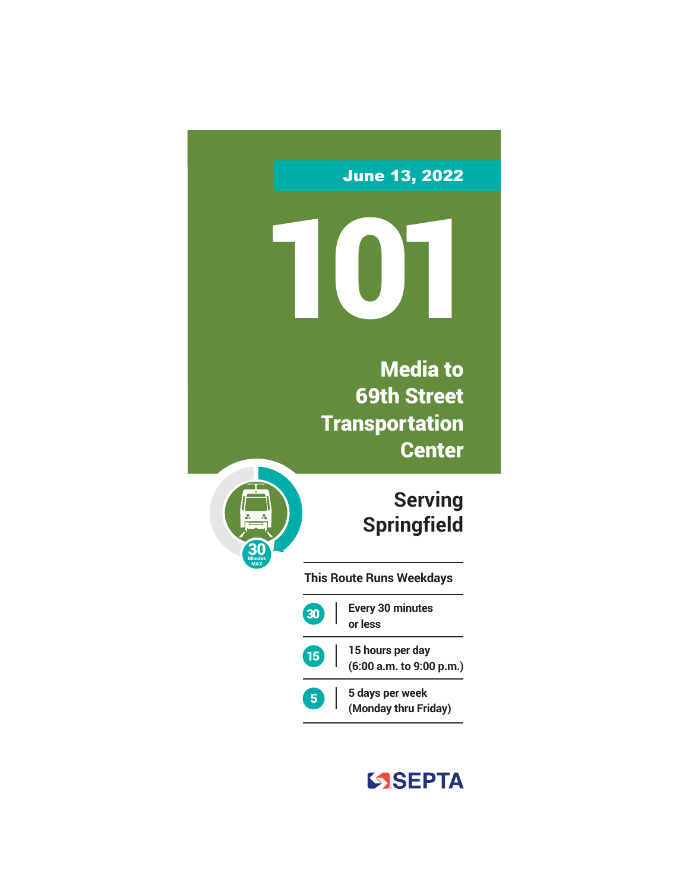June 13, 2022

# 101

## Media to 69th Street Transportation Center

30 Minutes MAX

### Serving Springfield

**This Route Runs Weekdays**

- **30** | Every 30 minutes or less
- **15** | 15 hours per day (6:00 a.m. to 9:00 p.m.)
- **5** | 5 days per week (Monday thru Friday)

SEPTA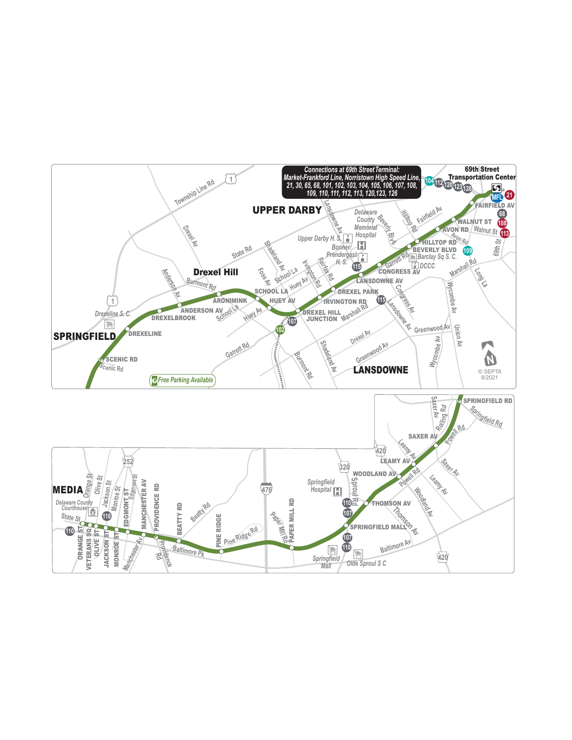**Connections at 69th Street Terminal:**
Market-Frankford Line, Norristown High Speed Line, 21, 30, 65, 68, 101, 102, 103, 104, 105, 106, 107, 108, 109, 110, 111, 112, 113, 120, 123, 126

**69th Street Transportation Center**

**UPPER DARBY**

**Drexel Hill**

**SPRINGFIELD**

**LANSDOWNE**

**MEDIA**

Stations:

- 69th Street Transportation Center (MFL, 21, 104, 112, 120, 123, 126)
- FAIRFIELD AV (68)
- WALNUT ST (108, 113)
- AVON RD
- HILLTOP RD
- BEVERLY BLVD (109)
- GARRETT RD
- CONGRESS AV
- LANSDOWNE AV (115)
- DREXEL PARK
- IRVINGTON RD (115)
- DREXEL HILL JUNCTION (107, 102)
- HUEY AV
- SCHOOL LA
- ARONIMINK
- ANDERSON AV
- DREXELBROOK
- DREXELINE
- SCENIC RD (Free Parking Available)
- SPRINGFIELD RD
- SAXER AV
- LEAMY AV
- WOODLAND AV
- THOMSON AV (110, 107)
- SPRINGFIELD MALL (107, 110)
- PAPER MILL RD
- PINE RIDGE
- BEATTY RD
- PROVIDENCE RD
- MANCHESTER AV
- EDGMONT ST
- MONROE ST
- JACKSON ST (118)
- OLIVE ST
- VETERANS SQ
- ORANGE ST (110)

Landmarks: Delaware County Memorial Hospital, Upper Darby H. S., Bonner/Prendergast H. S., Barclay Sq S. C., DCCC, Drexeline S. C., Springfield Hospital, Springfield Mall, Olde Sproul S C, Delaware County Courthouse

*Free Parking Available*

© SEPTA 8/2021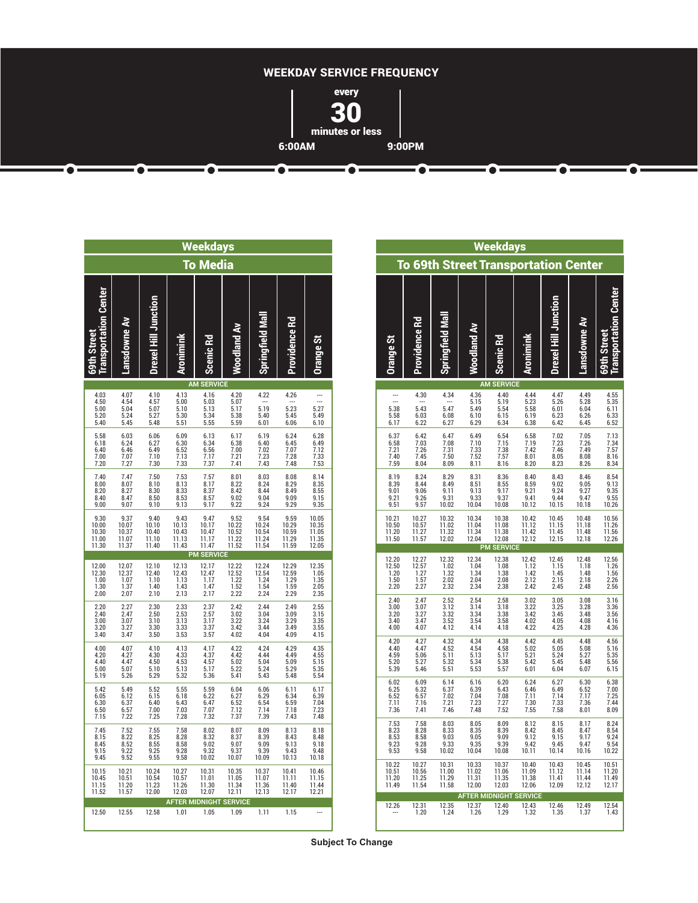## WEEKDAY SERVICE FREQUENCY

every **30** minutes or less

6:00AM — 9:00PM

### Weekdays — To Media

| 69th Street Transportation Center | Lansdowne Av | Drexel Hill Junction | Aronimink | Scenic Rd | Woodland Av | Springfield Mall | Providence Rd | Orange St |
|---|---|---|---|---|---|---|---|---|
| **AM SERVICE** | | | | | | | | |
| 4.03 | 4.07 | 4.10 | 4.13 | 4.16 | 4.20 | 4.22 | 4.26 | --- |
| 4.50 | 4.54 | 4.57 | 5.00 | 5.03 | 5.07 | --- | --- | --- |
| 5.00 | 5.04 | 5.07 | 5.10 | 5.13 | 5.17 | 5.19 | 5.23 | 5.27 |
| 5.20 | 5.24 | 5.27 | 5.30 | 5.34 | 5.38 | 5.40 | 5.45 | 5.49 |
| 5.40 | 5.45 | 5.48 | 5.51 | 5.55 | 5.59 | 6.01 | 6.06 | 6.10 |
| 5.58 | 6.03 | 6.06 | 6.09 | 6.13 | 6.17 | 6.19 | 6.24 | 6.28 |
| 6.18 | 6.24 | 6.27 | 6.30 | 6.34 | 6.38 | 6.40 | 6.45 | 6.49 |
| 6.40 | 6.46 | 6.49 | 6.52 | 6.56 | 7.00 | 7.02 | 7.07 | 7.12 |
| 7.00 | 7.07 | 7.10 | 7.13 | 7.17 | 7.21 | 7.23 | 7.28 | 7.33 |
| 7.20 | 7.27 | 7.30 | 7.33 | 7.37 | 7.41 | 7.43 | 7.48 | 7.53 |
| 7.40 | 7.47 | 7.50 | 7.53 | 7.57 | 8.01 | 8.03 | 8.08 | 8.14 |
| 8.00 | 8.07 | 8.10 | 8.13 | 8.17 | 8.22 | 8.24 | 8.29 | 8.35 |
| 8.20 | 8.27 | 8.30 | 8.33 | 8.37 | 8.42 | 8.44 | 8.49 | 8.55 |
| 8.40 | 8.47 | 8.50 | 8.53 | 8.57 | 9.02 | 9.04 | 9.09 | 9.15 |
| 9.00 | 9.07 | 9.10 | 9.13 | 9.17 | 9.22 | 9.24 | 9.29 | 9.35 |
| 9.30 | 9.37 | 9.40 | 9.43 | 9.47 | 9.52 | 9.54 | 9.59 | 10.05 |
| 10.00 | 10.07 | 10.10 | 10.13 | 10.17 | 10.22 | 10.24 | 10.29 | 10.35 |
| 10.30 | 10.37 | 10.40 | 10.43 | 10.47 | 10.52 | 10.54 | 10.59 | 11.05 |
| 11.00 | 11.07 | 11.10 | 11.13 | 11.17 | 11.22 | 11.24 | 11.29 | 11.35 |
| 11.30 | 11.37 | 11.40 | 11.43 | 11.47 | 11.52 | 11.54 | 11.59 | 12.05 |
| **PM SERVICE** | | | | | | | | |
| 12.00 | 12.07 | 12.10 | 12.13 | 12.17 | 12.22 | 12.24 | 12.29 | 12.35 |
| 12.30 | 12.37 | 12.40 | 12.43 | 12.47 | 12.52 | 12.54 | 12.59 | 1.05 |
| 1.00 | 1.07 | 1.10 | 1.13 | 1.17 | 1.22 | 1.24 | 1.29 | 1.35 |
| 1.30 | 1.37 | 1.40 | 1.43 | 1.47 | 1.52 | 1.54 | 1.59 | 2.05 |
| 2.00 | 2.07 | 2.10 | 2.13 | 2.17 | 2.22 | 2.24 | 2.29 | 2.35 |
| 2.20 | 2.27 | 2.30 | 2.33 | 2.37 | 2.42 | 2.44 | 2.49 | 2.55 |
| 2.40 | 2.47 | 2.50 | 2.53 | 2.57 | 3.02 | 3.04 | 3.09 | 3.15 |
| 3.00 | 3.07 | 3.10 | 3.13 | 3.17 | 3.22 | 3.24 | 3.29 | 3.35 |
| 3.20 | 3.27 | 3.30 | 3.33 | 3.37 | 3.42 | 3.44 | 3.49 | 3.55 |
| 3.40 | 3.47 | 3.50 | 3.53 | 3.57 | 4.02 | 4.04 | 4.09 | 4.15 |
| 4.00 | 4.07 | 4.10 | 4.13 | 4.17 | 4.22 | 4.24 | 4.29 | 4.35 |
| 4.20 | 4.27 | 4.30 | 4.33 | 4.37 | 4.42 | 4.44 | 4.49 | 4.55 |
| 4.40 | 4.47 | 4.50 | 4.53 | 4.57 | 5.02 | 5.04 | 5.09 | 5.15 |
| 5.00 | 5.07 | 5.10 | 5.13 | 5.17 | 5.22 | 5.24 | 5.29 | 5.35 |
| 5.19 | 5.26 | 5.29 | 5.32 | 5.36 | 5.41 | 5.43 | 5.48 | 5.54 |
| 5.42 | 5.49 | 5.52 | 5.55 | 5.59 | 6.04 | 6.06 | 6.11 | 6.17 |
| 6.05 | 6.12 | 6.15 | 6.18 | 6.22 | 6.27 | 6.29 | 6.34 | 6.39 |
| 6.30 | 6.37 | 6.40 | 6.43 | 6.47 | 6.52 | 6.54 | 6.59 | 7.04 |
| 6.50 | 6.57 | 7.00 | 7.03 | 7.07 | 7.12 | 7.14 | 7.18 | 7.23 |
| 7.15 | 7.22 | 7.25 | 7.28 | 7.32 | 7.37 | 7.39 | 7.43 | 7.48 |
| 7.45 | 7.52 | 7.55 | 7.58 | 8.02 | 8.07 | 8.09 | 8.13 | 8.18 |
| 8.15 | 8.22 | 8.25 | 8.28 | 8.32 | 8.37 | 8.39 | 8.43 | 8.48 |
| 8.45 | 8.52 | 8.55 | 8.58 | 9.02 | 9.07 | 9.09 | 9.13 | 9.18 |
| 9.15 | 9.22 | 9.25 | 9.28 | 9.32 | 9.37 | 9.39 | 9.43 | 9.48 |
| 9.45 | 9.52 | 9.55 | 9.58 | 10.02 | 10.07 | 10.09 | 10.13 | 10.18 |
| 10.15 | 10.21 | 10.24 | 10.27 | 10.31 | 10.35 | 10.37 | 10.41 | 10.46 |
| 10.45 | 10.51 | 10.54 | 10.57 | 11.01 | 11.05 | 11.07 | 11.11 | 11.15 |
| 11.15 | 11.20 | 11.23 | 11.26 | 11.30 | 11.34 | 11.36 | 11.40 | 11.44 |
| 11.52 | 11.57 | 12.00 | 12.03 | 12.07 | 12.11 | 12.13 | 12.17 | 12.21 |
| **AFTER MIDNIGHT SERVICE** | | | | | | | | |
| 12.50 | 12.55 | 12.58 | 1.01 | 1.05 | 1.09 | 1.11 | 1.15 | --- |

### Weekdays — To 69th Street Transportation Center

| Orange St | Providence Rd | Springfield Mall | Woodland Av | Scenic Rd | Aronimink | Drexel Hill Junction | Lansdowne Av | 69th Street Transportation Center |
|---|---|---|---|---|---|---|---|---|
| **AM SERVICE** | | | | | | | | |
| --- | 4.30 | 4.34 | 4.36 | 4.40 | 4.44 | 4.47 | 4.49 | 4.55 |
| --- | --- | --- | 5.15 | 5.19 | 5.23 | 5.26 | 5.28 | 5.35 |
| 5.38 | 5.43 | 5.47 | 5.49 | 5.54 | 5.58 | 6.01 | 6.04 | 6.11 |
| 5.58 | 6.03 | 6.08 | 6.10 | 6.15 | 6.19 | 6.23 | 6.26 | 6.33 |
| 6.17 | 6.22 | 6.27 | 6.29 | 6.34 | 6.38 | 6.42 | 6.45 | 6.52 |
| 6.37 | 6.42 | 6.47 | 6.49 | 6.54 | 6.58 | 7.02 | 7.05 | 7.13 |
| 6.58 | 7.03 | 7.08 | 7.10 | 7.15 | 7.19 | 7.23 | 7.26 | 7.34 |
| 7.21 | 7.26 | 7.31 | 7.33 | 7.38 | 7.42 | 7.46 | 7.49 | 7.57 |
| 7.40 | 7.45 | 7.50 | 7.52 | 7.57 | 8.01 | 8.05 | 8.08 | 8.16 |
| 7.59 | 8.04 | 8.09 | 8.11 | 8.16 | 8.20 | 8.23 | 8.26 | 8.34 |
| 8.19 | 8.24 | 8.29 | 8.31 | 8.36 | 8.40 | 8.43 | 8.46 | 8.54 |
| 8.39 | 8.44 | 8.49 | 8.51 | 8.55 | 8.59 | 9.02 | 9.05 | 9.13 |
| 9.01 | 9.06 | 9.11 | 9.13 | 9.17 | 9.21 | 9.24 | 9.27 | 9.35 |
| 9.21 | 9.26 | 9.31 | 9.33 | 9.37 | 9.41 | 9.44 | 9.47 | 9.55 |
| 9.51 | 9.57 | 10.02 | 10.04 | 10.08 | 10.12 | 10.15 | 10.18 | 10.26 |
| 10.21 | 10.27 | 10.32 | 10.34 | 10.38 | 10.42 | 10.45 | 10.48 | 10.56 |
| 10.50 | 10.57 | 11.02 | 11.04 | 11.08 | 11.12 | 11.15 | 11.18 | 11.26 |
| 11.20 | 11.27 | 11.32 | 11.34 | 11.38 | 11.42 | 11.45 | 11.48 | 11.56 |
| 11.50 | 11.57 | 12.02 | 12.04 | 12.08 | 12.12 | 12.15 | 12.18 | 12.26 |
| **PM SERVICE** | | | | | | | | |
| 12.20 | 12.27 | 12.32 | 12.34 | 12.38 | 12.42 | 12.45 | 12.48 | 12.56 |
| 12.50 | 12.57 | 1.02 | 1.04 | 1.08 | 1.12 | 1.15 | 1.18 | 1.26 |
| 1.20 | 1.27 | 1.32 | 1.34 | 1.38 | 1.42 | 1.45 | 1.48 | 1.56 |
| 1.50 | 1.57 | 2.02 | 2.04 | 2.08 | 2.12 | 2.15 | 2.18 | 2.26 |
| 2.20 | 2.27 | 2.32 | 2.34 | 2.38 | 2.42 | 2.45 | 2.48 | 2.56 |
| 2.40 | 2.47 | 2.52 | 2.54 | 2.58 | 3.02 | 3.05 | 3.08 | 3.16 |
| 3.00 | 3.07 | 3.12 | 3.14 | 3.18 | 3.22 | 3.25 | 3.28 | 3.36 |
| 3.20 | 3.27 | 3.32 | 3.34 | 3.38 | 3.42 | 3.45 | 3.48 | 3.56 |
| 3.40 | 3.47 | 3.52 | 3.54 | 3.58 | 4.02 | 4.05 | 4.08 | 4.16 |
| 4.00 | 4.07 | 4.12 | 4.14 | 4.18 | 4.22 | 4.25 | 4.28 | 4.36 |
| 4.20 | 4.27 | 4.32 | 4.34 | 4.38 | 4.42 | 4.45 | 4.48 | 4.56 |
| 4.40 | 4.47 | 4.52 | 4.54 | 4.58 | 5.02 | 5.05 | 5.08 | 5.16 |
| 4.59 | 5.06 | 5.11 | 5.13 | 5.17 | 5.21 | 5.24 | 5.27 | 5.35 |
| 5.20 | 5.27 | 5.32 | 5.34 | 5.38 | 5.42 | 5.45 | 5.48 | 5.56 |
| 5.39 | 5.46 | 5.51 | 5.53 | 5.57 | 6.01 | 6.04 | 6.07 | 6.15 |
| 6.02 | 6.09 | 6.14 | 6.16 | 6.20 | 6.24 | 6.27 | 6.30 | 6.38 |
| 6.25 | 6.32 | 6.37 | 6.39 | 6.43 | 6.46 | 6.49 | 6.52 | 7.00 |
| 6.52 | 6.57 | 7.02 | 7.04 | 7.08 | 7.11 | 7.14 | 7.17 | 7.25 |
| 7.11 | 7.16 | 7.21 | 7.23 | 7.27 | 7.30 | 7.33 | 7.36 | 7.44 |
| 7.36 | 7.41 | 7.46 | 7.48 | 7.52 | 7.55 | 7.58 | 8.01 | 8.09 |
| 7.53 | 7.58 | 8.03 | 8.05 | 8.09 | 8.12 | 8.15 | 8.17 | 8.24 |
| 8.23 | 8.28 | 8.33 | 8.35 | 8.39 | 8.42 | 8.45 | 8.47 | 8.54 |
| 8.53 | 8.58 | 9.03 | 9.05 | 9.09 | 9.12 | 9.15 | 9.17 | 9.24 |
| 9.23 | 9.28 | 9.33 | 9.35 | 9.39 | 9.42 | 9.45 | 9.47 | 9.54 |
| 9.53 | 9.58 | 10.02 | 10.04 | 10.08 | 10.11 | 10.14 | 10.16 | 10.22 |
| 10.22 | 10.27 | 10.31 | 10.33 | 10.37 | 10.40 | 10.43 | 10.45 | 10.51 |
| 10.51 | 10.56 | 11.00 | 11.02 | 11.06 | 11.09 | 11.12 | 11.14 | 11.20 |
| 11.20 | 11.25 | 11.29 | 11.31 | 11.35 | 11.38 | 11.41 | 11.44 | 11.49 |
| 11.49 | 11.54 | 11.58 | 12.00 | 12.03 | 12.06 | 12.09 | 12.12 | 12.17 |
| **AFTER MIDNIGHT SERVICE** | | | | | | | | |
| 12.26 | 12.31 | 12.35 | 12.37 | 12.40 | 12.43 | 12.46 | 12.49 | 12.54 |
| --- | 1.20 | 1.24 | 1.26 | 1.29 | 1.32 | 1.35 | 1.37 | 1.43 |

**Subject To Change**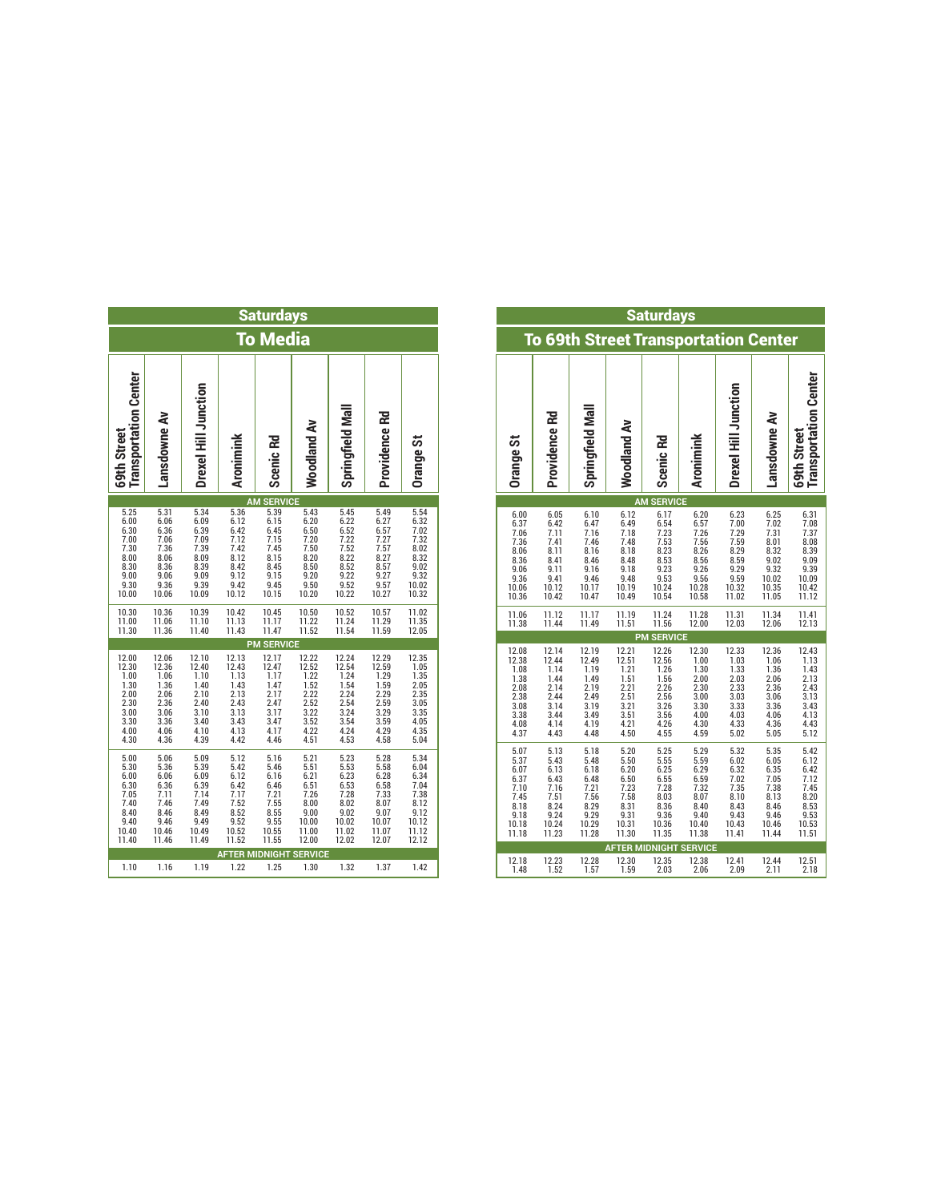## Saturdays

### To Media

| 69th Street Transportation Center | Lansdowne Av | Drexel Hill Junction | Aronimink | Scenic Rd | Woodland Av | Springfield Mall | Providence Rd | Orange St |
|---|---|---|---|---|---|---|---|---|
| **AM SERVICE** | | | | | | | | |
| 5.25 | 5.31 | 5.34 | 5.36 | 5.39 | 5.43 | 5.45 | 5.49 | 5.54 |
| 6.00 | 6.06 | 6.09 | 6.12 | 6.15 | 6.20 | 6.22 | 6.27 | 6.32 |
| 6.30 | 6.36 | 6.39 | 6.42 | 6.45 | 6.50 | 6.52 | 6.57 | 7.02 |
| 7.00 | 7.06 | 7.09 | 7.12 | 7.15 | 7.20 | 7.22 | 7.27 | 7.32 |
| 7.30 | 7.36 | 7.39 | 7.42 | 7.45 | 7.50 | 7.52 | 7.57 | 8.02 |
| 8.00 | 8.06 | 8.09 | 8.12 | 8.15 | 8.20 | 8.22 | 8.27 | 8.32 |
| 8.30 | 8.36 | 8.39 | 8.42 | 8.45 | 8.50 | 8.52 | 8.57 | 9.02 |
| 9.00 | 9.06 | 9.09 | 9.12 | 9.15 | 9.20 | 9.22 | 9.27 | 9.32 |
| 9.30 | 9.36 | 9.39 | 9.42 | 9.45 | 9.50 | 9.52 | 9.57 | 10.02 |
| 10.00 | 10.06 | 10.09 | 10.12 | 10.15 | 10.20 | 10.22 | 10.27 | 10.32 |
| 10.30 | 10.36 | 10.39 | 10.42 | 10.45 | 10.50 | 10.52 | 10.57 | 11.02 |
| 11.00 | 11.06 | 11.10 | 11.13 | 11.17 | 11.22 | 11.24 | 11.29 | 11.35 |
| 11.30 | 11.36 | 11.40 | 11.43 | 11.47 | 11.52 | 11.54 | 11.59 | 12.05 |
| **PM SERVICE** | | | | | | | | |
| 12.00 | 12.06 | 12.10 | 12.13 | 12.17 | 12.22 | 12.24 | 12.29 | 12.35 |
| 12.30 | 12.36 | 12.40 | 12.43 | 12.47 | 12.52 | 12.54 | 12.59 | 1.05 |
| 1.00 | 1.06 | 1.10 | 1.13 | 1.17 | 1.22 | 1.24 | 1.29 | 1.35 |
| 1.30 | 1.36 | 1.40 | 1.43 | 1.47 | 1.52 | 1.54 | 1.59 | 2.05 |
| 2.00 | 2.06 | 2.10 | 2.13 | 2.17 | 2.22 | 2.24 | 2.29 | 2.35 |
| 2.30 | 2.36 | 2.40 | 2.43 | 2.47 | 2.52 | 2.54 | 2.59 | 3.05 |
| 3.00 | 3.06 | 3.10 | 3.13 | 3.17 | 3.22 | 3.24 | 3.29 | 3.35 |
| 3.30 | 3.36 | 3.40 | 3.43 | 3.47 | 3.52 | 3.54 | 3.59 | 4.05 |
| 4.00 | 4.06 | 4.10 | 4.13 | 4.17 | 4.22 | 4.24 | 4.29 | 4.35 |
| 4.30 | 4.36 | 4.39 | 4.42 | 4.46 | 4.51 | 4.53 | 4.58 | 5.04 |
| 5.00 | 5.06 | 5.09 | 5.12 | 5.16 | 5.21 | 5.23 | 5.28 | 5.34 |
| 5.30 | 5.36 | 5.39 | 5.42 | 5.46 | 5.51 | 5.53 | 5.58 | 6.04 |
| 6.00 | 6.06 | 6.09 | 6.12 | 6.16 | 6.21 | 6.23 | 6.28 | 6.34 |
| 6.30 | 6.36 | 6.39 | 6.42 | 6.46 | 6.51 | 6.53 | 6.58 | 7.04 |
| 7.05 | 7.11 | 7.14 | 7.17 | 7.21 | 7.26 | 7.28 | 7.33 | 7.38 |
| 7.40 | 7.46 | 7.49 | 7.52 | 7.55 | 8.00 | 8.02 | 8.07 | 8.12 |
| 8.40 | 8.46 | 8.49 | 8.52 | 8.55 | 9.00 | 9.02 | 9.07 | 9.12 |
| 9.40 | 9.46 | 9.49 | 9.52 | 9.55 | 10.00 | 10.02 | 10.07 | 10.12 |
| 10.40 | 10.46 | 10.49 | 10.52 | 10.55 | 11.00 | 11.02 | 11.07 | 11.12 |
| 11.40 | 11.46 | 11.49 | 11.52 | 11.55 | 12.00 | 12.02 | 12.07 | 12.12 |
| **AFTER MIDNIGHT SERVICE** | | | | | | | | |
| 1.10 | 1.16 | 1.19 | 1.22 | 1.25 | 1.30 | 1.32 | 1.37 | 1.42 |

## Saturdays

### To 69th Street Transportation Center

| Orange St | Providence Rd | Springfield Mall | Woodland Av | Scenic Rd | Aronimink | Drexel Hill Junction | Lansdowne Av | 69th Street Transportation Center |
|---|---|---|---|---|---|---|---|---|
| **AM SERVICE** | | | | | | | | |
| 6.00 | 6.05 | 6.10 | 6.12 | 6.17 | 6.20 | 6.23 | 6.25 | 6.31 |
| 6.37 | 6.42 | 6.47 | 6.49 | 6.54 | 6.57 | 7.00 | 7.02 | 7.08 |
| 7.06 | 7.11 | 7.16 | 7.18 | 7.23 | 7.26 | 7.29 | 7.31 | 7.37 |
| 7.36 | 7.41 | 7.46 | 7.48 | 7.53 | 7.56 | 7.59 | 8.01 | 8.08 |
| 8.06 | 8.11 | 8.16 | 8.18 | 8.23 | 8.26 | 8.29 | 8.32 | 8.39 |
| 8.36 | 8.41 | 8.46 | 8.48 | 8.53 | 8.56 | 8.59 | 9.02 | 9.09 |
| 9.06 | 9.11 | 9.16 | 9.18 | 9.23 | 9.26 | 9.29 | 9.32 | 9.39 |
| 9.36 | 9.41 | 9.46 | 9.48 | 9.53 | 9.56 | 9.59 | 10.02 | 10.09 |
| 10.06 | 10.12 | 10.17 | 10.19 | 10.24 | 10.28 | 10.32 | 10.35 | 10.42 |
| 10.36 | 10.42 | 10.47 | 10.49 | 10.54 | 10.58 | 11.02 | 11.05 | 11.12 |
| 11.06 | 11.12 | 11.17 | 11.19 | 11.24 | 11.28 | 11.31 | 11.34 | 11.41 |
| 11.38 | 11.44 | 11.49 | 11.51 | 11.56 | 12.00 | 12.03 | 12.06 | 12.13 |
| **PM SERVICE** | | | | | | | | |
| 12.08 | 12.14 | 12.19 | 12.21 | 12.26 | 12.30 | 12.33 | 12.36 | 12.43 |
| 12.38 | 12.44 | 12.49 | 12.51 | 12.56 | 1.00 | 1.03 | 1.06 | 1.13 |
| 1.08 | 1.14 | 1.19 | 1.21 | 1.26 | 1.30 | 1.33 | 1.36 | 1.43 |
| 1.38 | 1.44 | 1.49 | 1.51 | 1.56 | 2.00 | 2.03 | 2.06 | 2.13 |
| 2.08 | 2.14 | 2.19 | 2.21 | 2.26 | 2.30 | 2.33 | 2.36 | 2.43 |
| 2.38 | 2.44 | 2.49 | 2.51 | 2.56 | 3.00 | 3.03 | 3.06 | 3.13 |
| 3.08 | 3.14 | 3.19 | 3.21 | 3.26 | 3.30 | 3.33 | 3.36 | 3.43 |
| 3.38 | 3.44 | 3.49 | 3.51 | 3.56 | 4.00 | 4.03 | 4.06 | 4.13 |
| 4.08 | 4.14 | 4.19 | 4.21 | 4.26 | 4.30 | 4.33 | 4.36 | 4.43 |
| 4.37 | 4.43 | 4.48 | 4.50 | 4.55 | 4.59 | 5.02 | 5.05 | 5.12 |
| 5.07 | 5.13 | 5.18 | 5.20 | 5.25 | 5.29 | 5.32 | 5.35 | 5.42 |
| 5.37 | 5.43 | 5.48 | 5.50 | 5.55 | 5.59 | 6.02 | 6.05 | 6.12 |
| 6.07 | 6.13 | 6.18 | 6.20 | 6.25 | 6.29 | 6.32 | 6.35 | 6.42 |
| 6.37 | 6.43 | 6.48 | 6.50 | 6.55 | 6.59 | 7.02 | 7.05 | 7.12 |
| 7.10 | 7.16 | 7.21 | 7.23 | 7.28 | 7.32 | 7.35 | 7.38 | 7.45 |
| 7.45 | 7.51 | 7.56 | 7.58 | 8.03 | 8.07 | 8.10 | 8.13 | 8.20 |
| 8.18 | 8.24 | 8.29 | 8.31 | 8.36 | 8.40 | 8.43 | 8.46 | 8.53 |
| 9.18 | 9.24 | 9.29 | 9.31 | 9.36 | 9.40 | 9.43 | 9.46 | 9.53 |
| 10.18 | 10.24 | 10.29 | 10.31 | 10.36 | 10.40 | 10.43 | 10.46 | 10.53 |
| 11.18 | 11.23 | 11.28 | 11.30 | 11.35 | 11.38 | 11.41 | 11.44 | 11.51 |
| **AFTER MIDNIGHT SERVICE** | | | | | | | | |
| 12.18 | 12.23 | 12.28 | 12.30 | 12.35 | 12.38 | 12.41 | 12.44 | 12.51 |
| 1.48 | 1.52 | 1.57 | 1.59 | 2.03 | 2.06 | 2.09 | 2.11 | 2.18 |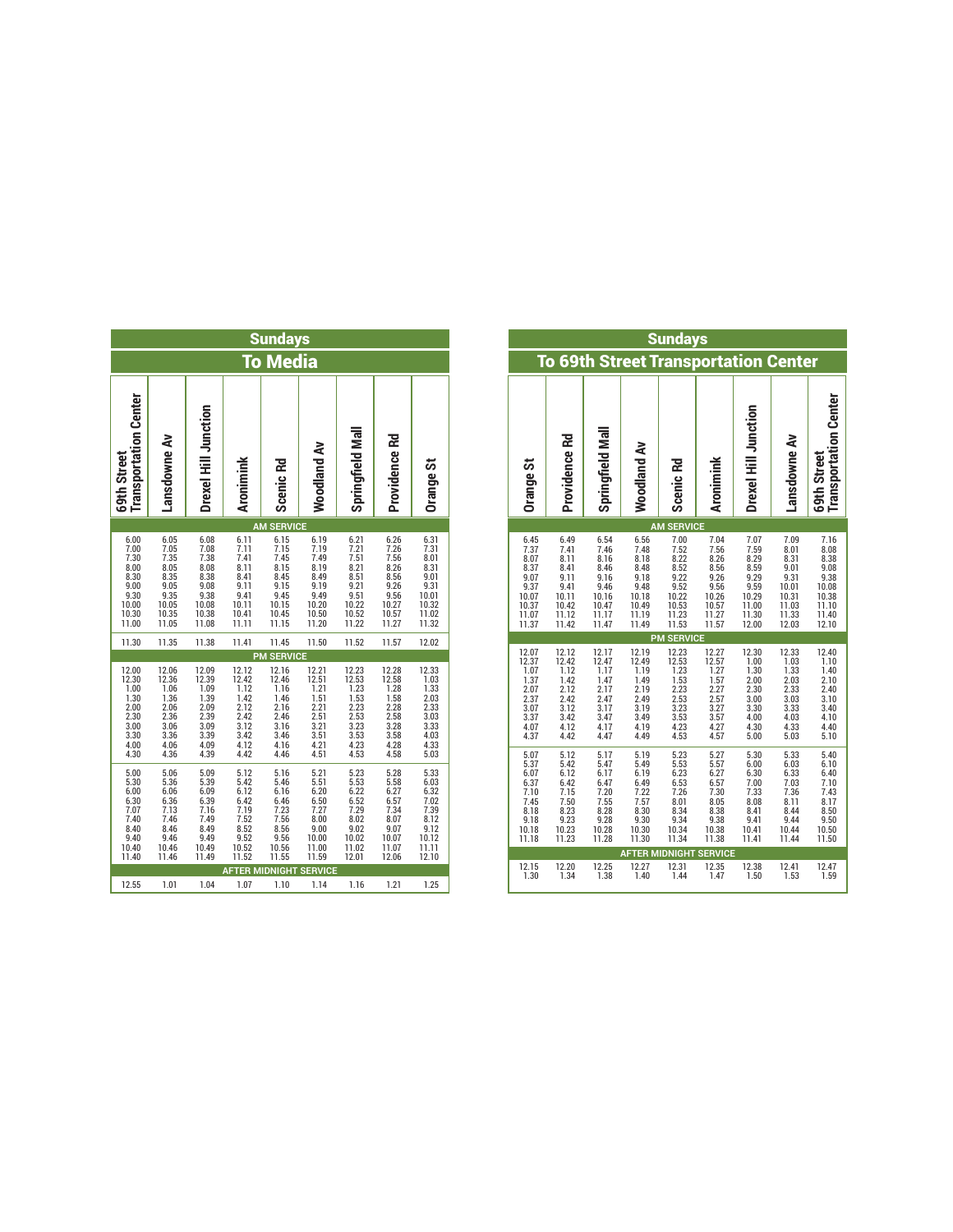## Sundays

### To Media

| 69th Street Transportation Center | Lansdowne Av | Drexel Hill Junction | Aronimink | Scenic Rd | Woodland Av | Springfield Mall | Providence Rd | Orange St |
|---|---|---|---|---|---|---|---|---|
| | | | | **AM SERVICE** | | | | |
| 6.00 | 6.05 | 6.08 | 6.11 | 6.15 | 6.19 | 6.21 | 6.26 | 6.31 |
| 7.00 | 7.05 | 7.08 | 7.11 | 7.15 | 7.19 | 7.21 | 7.26 | 7.31 |
| 7.30 | 7.35 | 7.38 | 7.41 | 7.45 | 7.49 | 7.51 | 7.56 | 8.01 |
| 8.00 | 8.05 | 8.08 | 8.11 | 8.15 | 8.19 | 8.21 | 8.26 | 8.31 |
| 8.30 | 8.35 | 8.38 | 8.41 | 8.45 | 8.49 | 8.51 | 8.56 | 9.01 |
| 9.00 | 9.05 | 9.08 | 9.11 | 9.15 | 9.19 | 9.21 | 9.26 | 9.31 |
| 9.30 | 9.35 | 9.38 | 9.41 | 9.45 | 9.49 | 9.51 | 9.56 | 10.01 |
| 10.00 | 10.05 | 10.08 | 10.11 | 10.15 | 10.20 | 10.22 | 10.27 | 10.32 |
| 10.30 | 10.35 | 10.38 | 10.41 | 10.45 | 10.50 | 10.52 | 10.57 | 11.02 |
| 11.00 | 11.05 | 11.08 | 11.11 | 11.15 | 11.20 | 11.22 | 11.27 | 11.32 |
| 11.30 | 11.35 | 11.38 | 11.41 | 11.45 | 11.50 | 11.52 | 11.57 | 12.02 |
| | | | | **PM SERVICE** | | | | |
| 12.00 | 12.06 | 12.09 | 12.12 | 12.16 | 12.21 | 12.23 | 12.28 | 12.33 |
| 12.30 | 12.36 | 12.39 | 12.42 | 12.46 | 12.51 | 12.53 | 12.58 | 1.03 |
| 1.00 | 1.06 | 1.09 | 1.12 | 1.16 | 1.21 | 1.23 | 1.28 | 1.33 |
| 1.30 | 1.36 | 1.39 | 1.42 | 1.46 | 1.51 | 1.53 | 1.58 | 2.03 |
| 2.00 | 2.06 | 2.09 | 2.12 | 2.16 | 2.21 | 2.23 | 2.28 | 2.33 |
| 2.30 | 2.36 | 2.39 | 2.42 | 2.46 | 2.51 | 2.53 | 2.58 | 3.03 |
| 3.00 | 3.06 | 3.09 | 3.12 | 3.16 | 3.21 | 3.23 | 3.28 | 3.33 |
| 3.30 | 3.36 | 3.39 | 3.42 | 3.46 | 3.51 | 3.53 | 3.58 | 4.03 |
| 4.00 | 4.06 | 4.09 | 4.12 | 4.16 | 4.21 | 4.23 | 4.28 | 4.33 |
| 4.30 | 4.36 | 4.39 | 4.42 | 4.46 | 4.51 | 4.53 | 4.58 | 5.03 |
| 5.00 | 5.06 | 5.09 | 5.12 | 5.16 | 5.21 | 5.23 | 5.28 | 5.33 |
| 5.30 | 5.36 | 5.39 | 5.42 | 5.46 | 5.51 | 5.53 | 5.58 | 6.03 |
| 6.00 | 6.06 | 6.09 | 6.12 | 6.16 | 6.20 | 6.22 | 6.27 | 6.32 |
| 6.30 | 6.36 | 6.39 | 6.42 | 6.46 | 6.50 | 6.52 | 6.57 | 7.02 |
| 7.07 | 7.13 | 7.16 | 7.19 | 7.23 | 7.27 | 7.29 | 7.34 | 7.39 |
| 7.40 | 7.46 | 7.49 | 7.52 | 7.56 | 8.00 | 8.02 | 8.07 | 8.12 |
| 8.40 | 8.46 | 8.49 | 8.52 | 8.56 | 9.00 | 9.02 | 9.07 | 9.12 |
| 9.40 | 9.46 | 9.49 | 9.52 | 9.56 | 10.00 | 10.02 | 10.07 | 10.12 |
| 10.40 | 10.46 | 10.49 | 10.52 | 10.56 | 11.00 | 11.02 | 11.07 | 11.11 |
| 11.40 | 11.46 | 11.49 | 11.52 | 11.55 | 11.59 | 12.01 | 12.06 | 12.10 |
| | | | | **AFTER MIDNIGHT SERVICE** | | | | |
| 12.55 | 1.01 | 1.04 | 1.07 | 1.10 | 1.14 | 1.16 | 1.21 | 1.25 |

## Sundays

### To 69th Street Transportation Center

| Orange St | Providence Rd | Springfield Mall | Woodland Av | Scenic Rd | Aronimink | Drexel Hill Junction | Lansdowne Av | 69th Street Transportation Center |
|---|---|---|---|---|---|---|---|---|
| | | | | **AM SERVICE** | | | | |
| 6.45 | 6.49 | 6.54 | 6.56 | 7.00 | 7.04 | 7.07 | 7.09 | 7.16 |
| 7.37 | 7.41 | 7.46 | 7.48 | 7.52 | 7.56 | 7.59 | 8.01 | 8.08 |
| 8.07 | 8.11 | 8.16 | 8.18 | 8.22 | 8.26 | 8.29 | 8.31 | 8.38 |
| 8.37 | 8.41 | 8.46 | 8.48 | 8.52 | 8.56 | 8.59 | 9.01 | 9.08 |
| 9.07 | 9.11 | 9.16 | 9.18 | 9.22 | 9.26 | 9.29 | 9.31 | 9.38 |
| 9.37 | 9.41 | 9.46 | 9.48 | 9.52 | 9.56 | 9.59 | 10.01 | 10.08 |
| 10.07 | 10.11 | 10.16 | 10.18 | 10.22 | 10.26 | 10.29 | 10.31 | 10.38 |
| 10.37 | 10.42 | 10.47 | 10.49 | 10.53 | 10.57 | 11.00 | 11.03 | 11.10 |
| 11.07 | 11.12 | 11.17 | 11.19 | 11.23 | 11.27 | 11.30 | 11.33 | 11.40 |
| 11.37 | 11.42 | 11.47 | 11.49 | 11.53 | 11.57 | 12.00 | 12.03 | 12.10 |
| | | | | **PM SERVICE** | | | | |
| 12.07 | 12.12 | 12.17 | 12.19 | 12.23 | 12.27 | 12.30 | 12.33 | 12.40 |
| 12.37 | 12.42 | 12.47 | 12.49 | 12.53 | 12.57 | 1.00 | 1.03 | 1.10 |
| 1.07 | 1.12 | 1.17 | 1.19 | 1.23 | 1.27 | 1.30 | 1.33 | 1.40 |
| 1.37 | 1.42 | 1.47 | 1.49 | 1.53 | 1.57 | 2.00 | 2.03 | 2.10 |
| 2.07 | 2.12 | 2.17 | 2.19 | 2.23 | 2.27 | 2.30 | 2.33 | 2.40 |
| 2.37 | 2.42 | 2.47 | 2.49 | 2.53 | 2.57 | 3.00 | 3.03 | 3.10 |
| 3.07 | 3.12 | 3.17 | 3.19 | 3.23 | 3.27 | 3.30 | 3.33 | 3.40 |
| 3.37 | 3.42 | 3.47 | 3.49 | 3.53 | 3.57 | 4.00 | 4.03 | 4.10 |
| 4.07 | 4.12 | 4.17 | 4.19 | 4.23 | 4.27 | 4.30 | 4.33 | 4.40 |
| 4.37 | 4.42 | 4.47 | 4.49 | 4.53 | 4.57 | 5.00 | 5.03 | 5.10 |
| 5.07 | 5.12 | 5.17 | 5.19 | 5.23 | 5.27 | 5.30 | 5.33 | 5.40 |
| 5.37 | 5.42 | 5.47 | 5.49 | 5.53 | 5.57 | 6.00 | 6.03 | 6.10 |
| 6.07 | 6.12 | 6.17 | 6.19 | 6.23 | 6.27 | 6.30 | 6.33 | 6.40 |
| 6.37 | 6.42 | 6.47 | 6.49 | 6.53 | 6.57 | 7.00 | 7.03 | 7.10 |
| 7.10 | 7.15 | 7.20 | 7.22 | 7.26 | 7.30 | 7.33 | 7.36 | 7.43 |
| 7.45 | 7.50 | 7.55 | 7.57 | 8.01 | 8.05 | 8.08 | 8.11 | 8.17 |
| 8.18 | 8.23 | 8.28 | 8.30 | 8.34 | 8.38 | 8.41 | 8.44 | 8.50 |
| 9.18 | 9.23 | 9.28 | 9.30 | 9.34 | 9.38 | 9.41 | 9.44 | 9.50 |
| 10.18 | 10.23 | 10.28 | 10.30 | 10.34 | 10.38 | 10.41 | 10.44 | 10.50 |
| 11.18 | 11.23 | 11.28 | 11.30 | 11.34 | 11.38 | 11.41 | 11.44 | 11.50 |
| | | | | **AFTER MIDNIGHT SERVICE** | | | | |
| 12.15 | 12.20 | 12.25 | 12.27 | 12.31 | 12.35 | 12.38 | 12.41 | 12.47 |
| 1.30 | 1.34 | 1.38 | 1.40 | 1.44 | 1.47 | 1.50 | 1.53 | 1.59 |